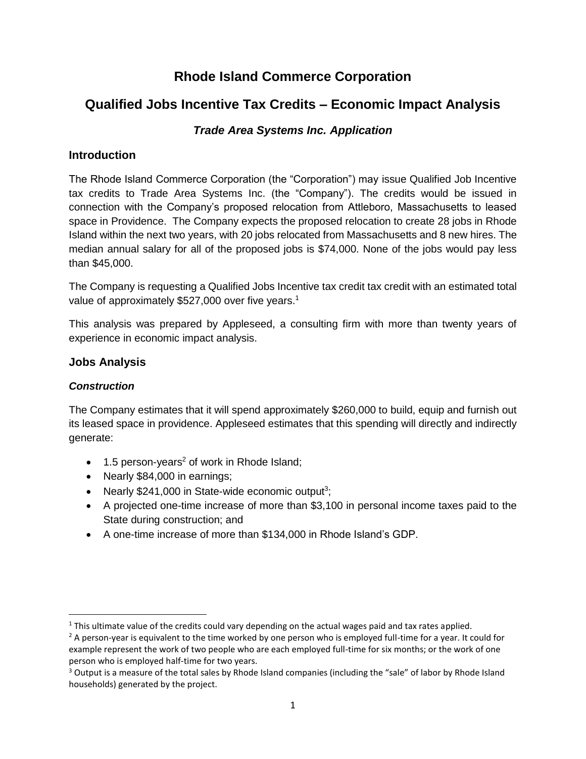# Rhode Island Commerce Corporation

# Qualified Jobs Incentive Tax Credits – Economic Impact Analysis

### *Trade Area Systems Inc. Application*

## Introduction

The Rhode Island Commerce Corporation (the "Corporation") may issue Qualified Job Incentive tax credits to Trade Area Systems Inc. (the "Company"). The credits would be issued in connection with the Company's proposed relocation from Attleboro, Massachusetts to leased space in Providence. The Company expects the proposed relocation to create 28 jobs in Rhode Island within the next two years, with 20 jobs relocated from Massachusetts and 8 new hires. The median annual salary for all of the proposed jobs is $74,000. None of the jobs would pay less than $45,000.

The Company is requesting a Qualified Jobs Incentive tax credit tax credit with an estimated total value of approximately $527,000 over five years.[1]

This analysis was prepared by Appleseed, a consulting firm with more than twenty years of experience in economic impact analysis.

## Jobs Analysis

### *Construction*

The Company estimates that it will spend approximately $260,000 to build, equip and furnish out its leased space in providence. Appleseed estimates that this spending will directly and indirectly generate:

- 1.5 person-years[2] of work in Rhode Island;
- Nearly $84,000 in earnings;
- Nearly $241,000 in State-wide economic output[3];
- A projected one-time increase of more than $3,100 in personal income taxes paid to the State during construction; and
- A one-time increase of more than $134,000 in Rhode Island's GDP.

---

[1] This ultimate value of the credits could vary depending on the actual wages paid and tax rates applied.

[2] A person-year is equivalent to the time worked by one person who is employed full-time for a year. It could for example represent the work of two people who are each employed full-time for six months; or the work of one person who is employed half-time for two years.

[3] Output is a measure of the total sales by Rhode Island companies (including the "sale" of labor by Rhode Island households) generated by the project.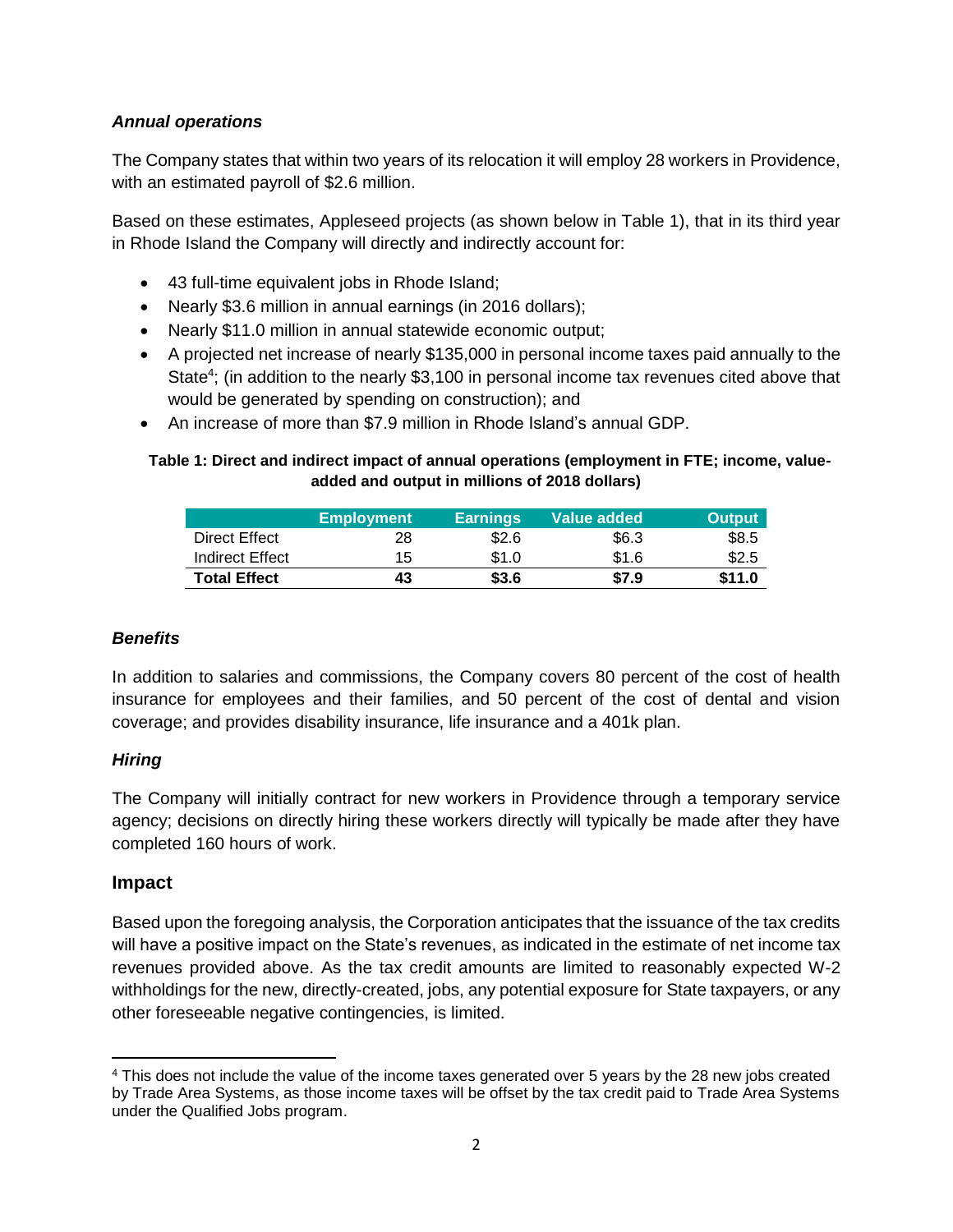### *Annual operations*

The Company states that within two years of its relocation it will employ 28 workers in Providence, with an estimated payroll of $2.6 million.

Based on these estimates, Appleseed projects (as shown below in Table 1), that in its third year in Rhode Island the Company will directly and indirectly account for:

- 43 full-time equivalent jobs in Rhode Island;
- Nearly $3.6 million in annual earnings (in 2016 dollars);
- Nearly $11.0 million in annual statewide economic output;
- A projected net increase of nearly $135,000 in personal income taxes paid annually to the State[4]; (in addition to the nearly $3,100 in personal income tax revenues cited above that would be generated by spending on construction); and
- An increase of more than $7.9 million in Rhode Island's annual GDP.

**Table 1: Direct and indirect impact of annual operations (employment in FTE; income, value-added and output in millions of 2018 dollars)**

| | Employment | Earnings | Value added | Output |
|---|---|---|---|---|
| Direct Effect | 28 | $2.6 | $6.3 | $8.5 |
| Indirect Effect | 15 | $1.0 | $1.6 | $2.5 |
| **Total Effect** | **43** | **$3.6** | **$7.9** | **$11.0** |

### *Benefits*

In addition to salaries and commissions, the Company covers 80 percent of the cost of health insurance for employees and their families, and 50 percent of the cost of dental and vision coverage; and provides disability insurance, life insurance and a 401k plan.

### *Hiring*

The Company will initially contract for new workers in Providence through a temporary service agency; decisions on directly hiring these workers directly will typically be made after they have completed 160 hours of work.

## Impact

Based upon the foregoing analysis, the Corporation anticipates that the issuance of the tax credits will have a positive impact on the State's revenues, as indicated in the estimate of net income tax revenues provided above. As the tax credit amounts are limited to reasonably expected W-2 withholdings for the new, directly-created, jobs, any potential exposure for State taxpayers, or any other foreseeable negative contingencies, is limited.

[4] This does not include the value of the income taxes generated over 5 years by the 28 new jobs created by Trade Area Systems, as those income taxes will be offset by the tax credit paid to Trade Area Systems under the Qualified Jobs program.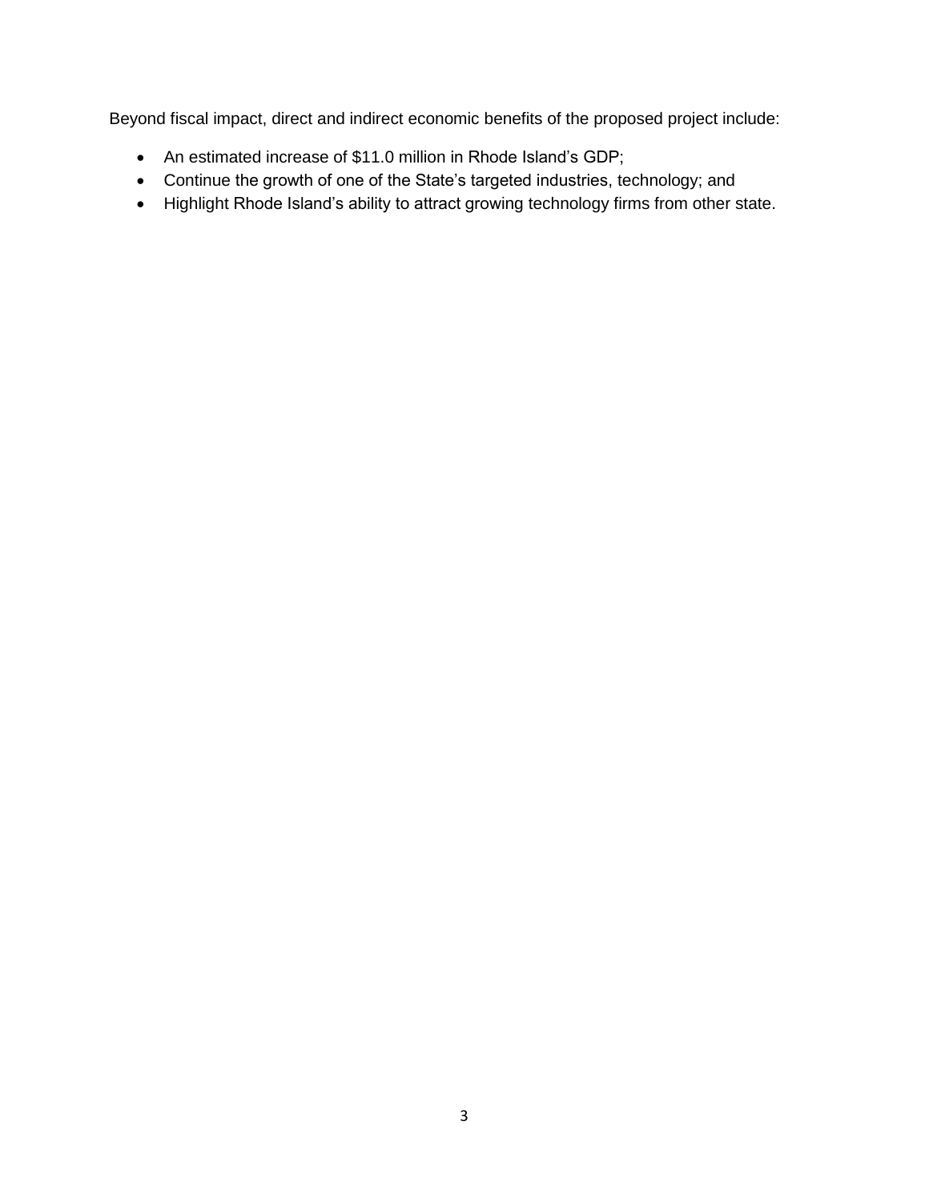Beyond fiscal impact, direct and indirect economic benefits of the proposed project include:

- An estimated increase of $11.0 million in Rhode Island's GDP;
- Continue the growth of one of the State's targeted industries, technology; and
- Highlight Rhode Island's ability to attract growing technology firms from other state.